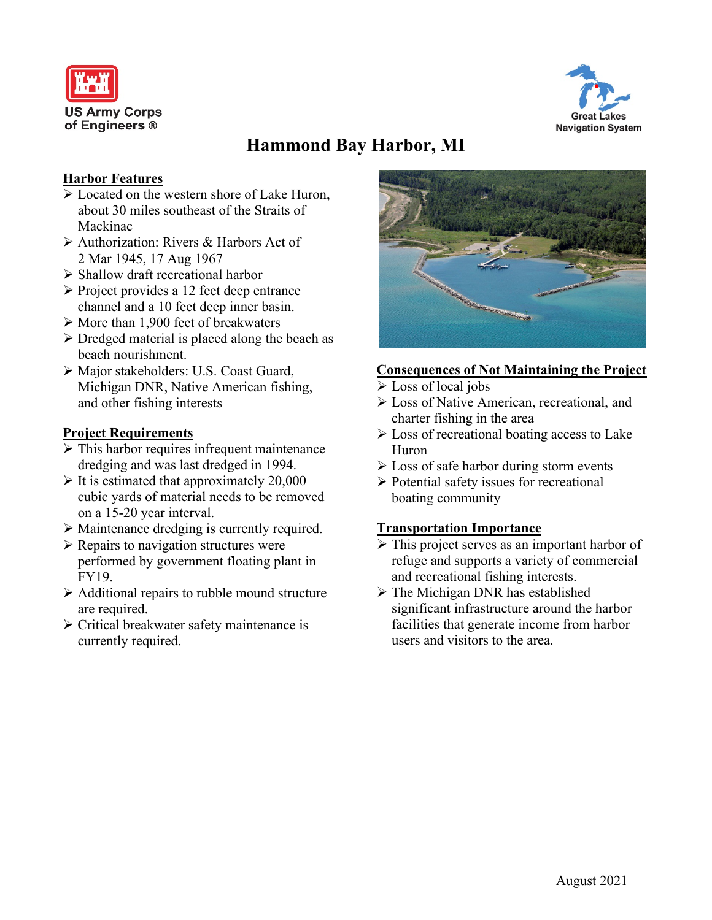US Army Corps of Engineers ®

Great Lakes Navigation System

# Hammond Bay Harbor, MI

## Harbor Features

- Located on the western shore of Lake Huron, about 30 miles southeast of the Straits of Mackinac
- Authorization: Rivers & Harbors Act of 2 Mar 1945, 17 Aug 1967
- Shallow draft recreational harbor
- Project provides a 12 feet deep entrance channel and a 10 feet deep inner basin.
- More than 1,900 feet of breakwaters
- Dredged material is placed along the beach as beach nourishment.
- Major stakeholders: U.S. Coast Guard, Michigan DNR, Native American fishing, and other fishing interests

## Project Requirements

- This harbor requires infrequent maintenance dredging and was last dredged in 1994.
- It is estimated that approximately 20,000 cubic yards of material needs to be removed on a 15-20 year interval.
- Maintenance dredging is currently required.
- Repairs to navigation structures were performed by government floating plant in FY19.
- Additional repairs to rubble mound structure are required.
- Critical breakwater safety maintenance is currently required.

## Consequences of Not Maintaining the Project

- Loss of local jobs
- Loss of Native American, recreational, and charter fishing in the area
- Loss of recreational boating access to Lake Huron
- Loss of safe harbor during storm events
- Potential safety issues for recreational boating community

## Transportation Importance

- This project serves as an important harbor of refuge and supports a variety of commercial and recreational fishing interests.
- The Michigan DNR has established significant infrastructure around the harbor facilities that generate income from harbor users and visitors to the area.

August 2021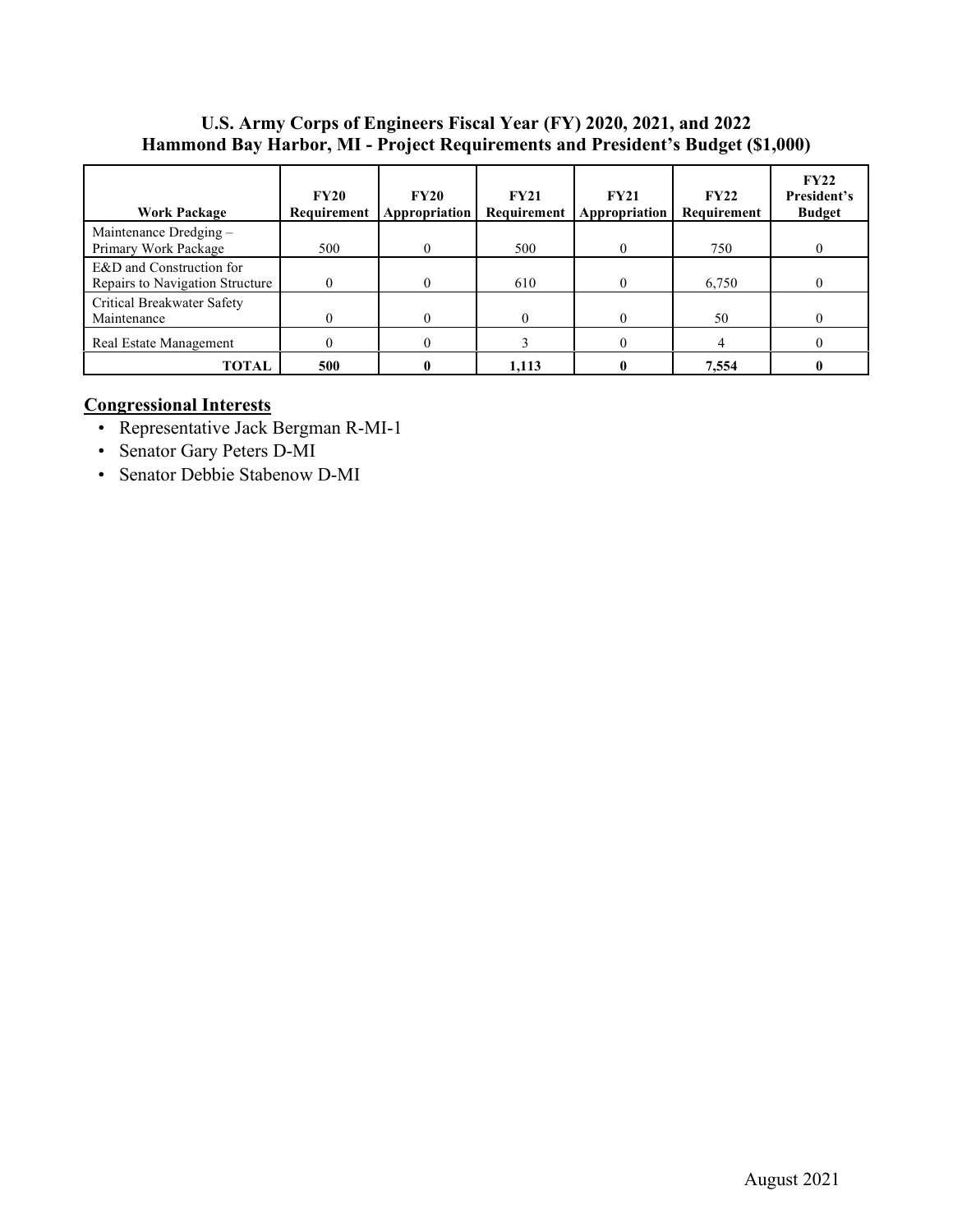## U.S. Army Corps of Engineers Fiscal Year (FY) 2020, 2021, and 2022
## Hammond Bay Harbor, MI - Project Requirements and President's Budget ($1,000)

| Work Package | FY20 Requirement | FY20 Appropriation | FY21 Requirement | FY21 Appropriation | FY22 Requirement | FY22 President's Budget |
|---|---|---|---|---|---|---|
| Maintenance Dredging – Primary Work Package | 500 | 0 | 500 | 0 | 750 | 0 |
| E&D and Construction for Repairs to Navigation Structure | 0 | 0 | 610 | 0 | 6,750 | 0 |
| Critical Breakwater Safety Maintenance | 0 | 0 | 0 | 0 | 50 | 0 |
| Real Estate Management | 0 | 0 | 3 | 0 | 4 | 0 |
| **TOTAL** | **500** | **0** | **1,113** | **0** | **7,554** | **0** |

**Congressional Interests**

- Representative Jack Bergman R-MI-1
- Senator Gary Peters D-MI
- Senator Debbie Stabenow D-MI

August 2021